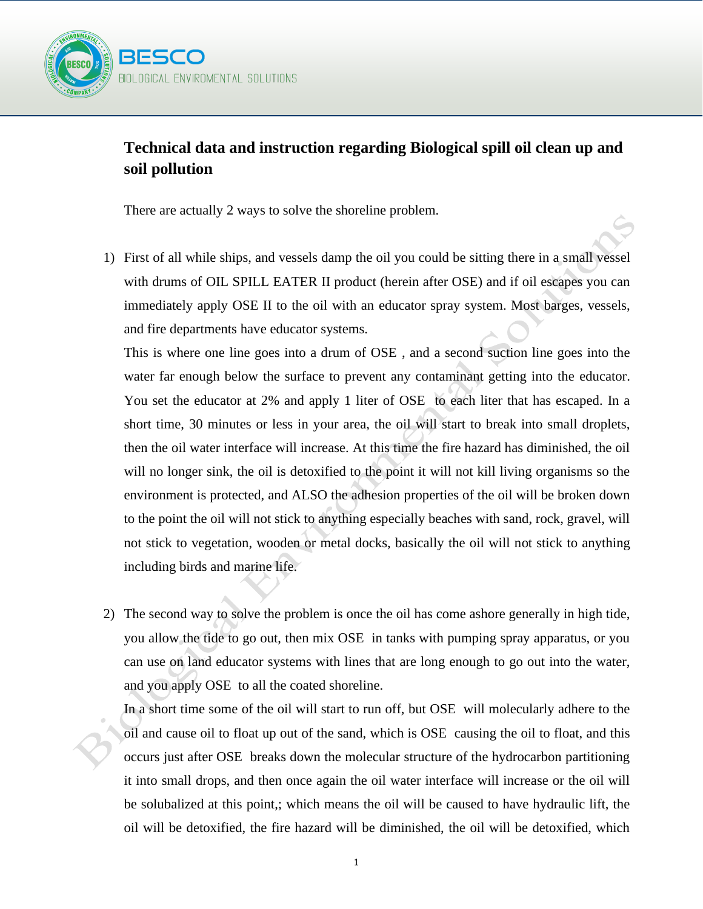# Technical data and instruction regarding Biological spill oil clean up and soil pollution

There are actually 2 ways to solve the shoreline problem.

1) First of all while ships, and vessels damp the oil you could be sitting there in a small vessel with drums of OIL SPILL EATER II product (herein after OSE) and if oil escapes you can immediately apply OSE II to the oil with an educator spray system. Most barges, vessels, and fire departments have educator systems.

   This is where one line goes into a drum of OSE , and a second suction line goes into the water far enough below the surface to prevent any contaminant getting into the educator. You set the educator at 2% and apply 1 liter of OSE to each liter that has escaped. In a short time, 30 minutes or less in your area, the oil will start to break into small droplets, then the oil water interface will increase. At this time the fire hazard has diminished, the oil will no longer sink, the oil is detoxified to the point it will not kill living organisms so the environment is protected, and ALSO the adhesion properties of the oil will be broken down to the point the oil will not stick to anything especially beaches with sand, rock, gravel, will not stick to vegetation, wooden or metal docks, basically the oil will not stick to anything including birds and marine life.

2) The second way to solve the problem is once the oil has come ashore generally in high tide, you allow the tide to go out, then mix OSE in tanks with pumping spray apparatus, or you can use on land educator systems with lines that are long enough to go out into the water, and you apply OSE to all the coated shoreline.

   In a short time some of the oil will start to run off, but OSE will molecularly adhere to the oil and cause oil to float up out of the sand, which is OSE causing the oil to float, and this occurs just after OSE breaks down the molecular structure of the hydrocarbon partitioning it into small drops, and then once again the oil water interface will increase or the oil will be solubalized at this point,; which means the oil will be caused to have hydraulic lift, the oil will be detoxified, the fire hazard will be diminished, the oil will be detoxified, which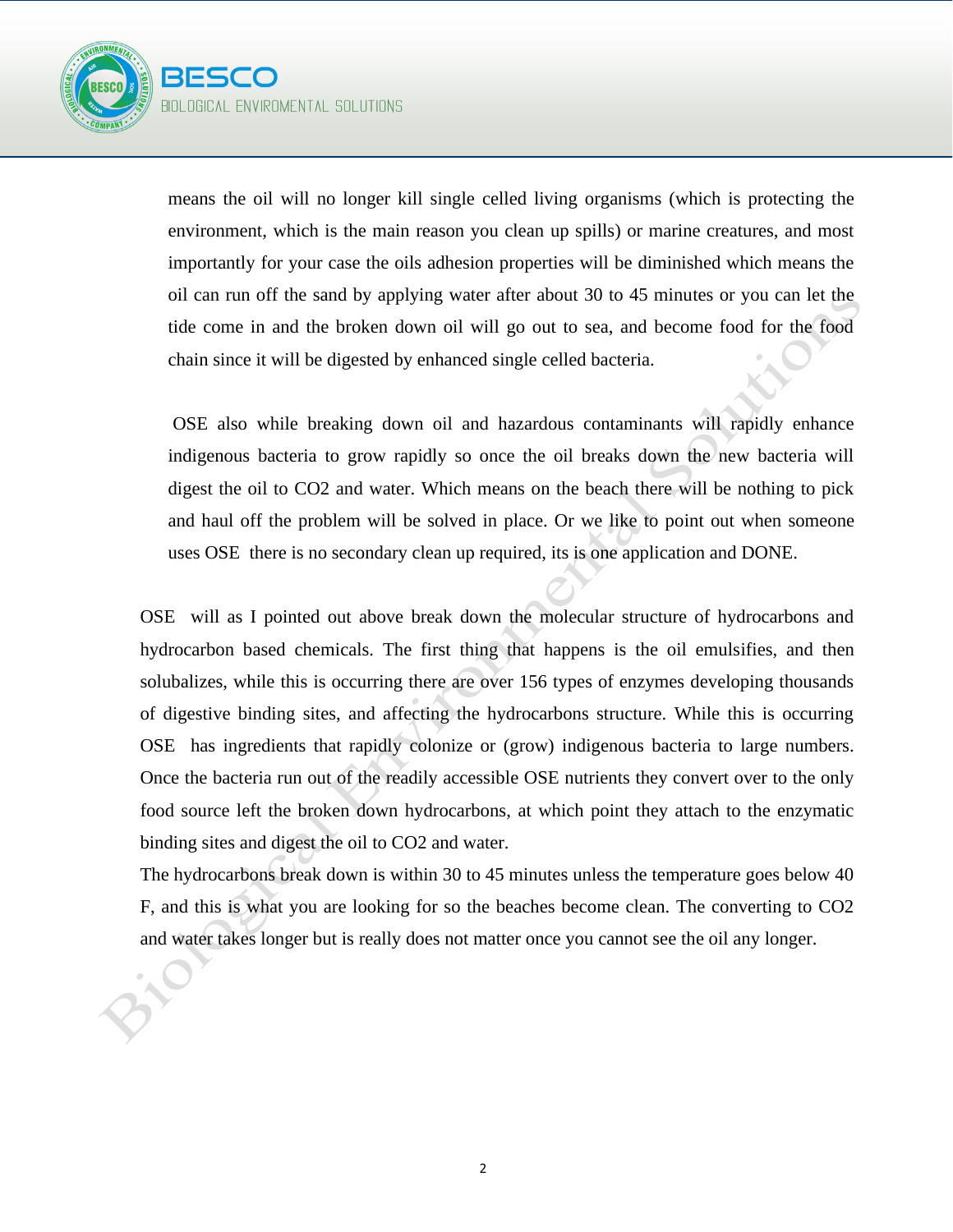means the oil will no longer kill single celled living organisms (which is protecting the environment, which is the main reason you clean up spills) or marine creatures, and most importantly for your case the oils adhesion properties will be diminished which means the oil can run off the sand by applying water after about 30 to 45 minutes or you can let the tide come in and the broken down oil will go out to sea, and become food for the food chain since it will be digested by enhanced single celled bacteria.

OSE also while breaking down oil and hazardous contaminants will rapidly enhance indigenous bacteria to grow rapidly so once the oil breaks down the new bacteria will digest the oil to $CO_2$ and water. Which means on the beach there will be nothing to pick and haul off the problem will be solved in place. Or we like to point out when someone uses OSE there is no secondary clean up required, its is one application and DONE.

OSE will as I pointed out above break down the molecular structure of hydrocarbons and hydrocarbon based chemicals. The first thing that happens is the oil emulsifies, and then solubalizes, while this is occurring there are over 156 types of enzymes developing thousands of digestive binding sites, and affecting the hydrocarbons structure. While this is occurring OSE has ingredients that rapidly colonize or (grow) indigenous bacteria to large numbers. Once the bacteria run out of the readily accessible OSE nutrients they convert over to the only food source left the broken down hydrocarbons, at which point they attach to the enzymatic binding sites and digest the oil to $CO_2$ and water.

The hydrocarbons break down is within 30 to 45 minutes unless the temperature goes below 40 F, and this is what you are looking for so the beaches become clean. The converting to $CO_2$ and water takes longer but is really does not matter once you cannot see the oil any longer.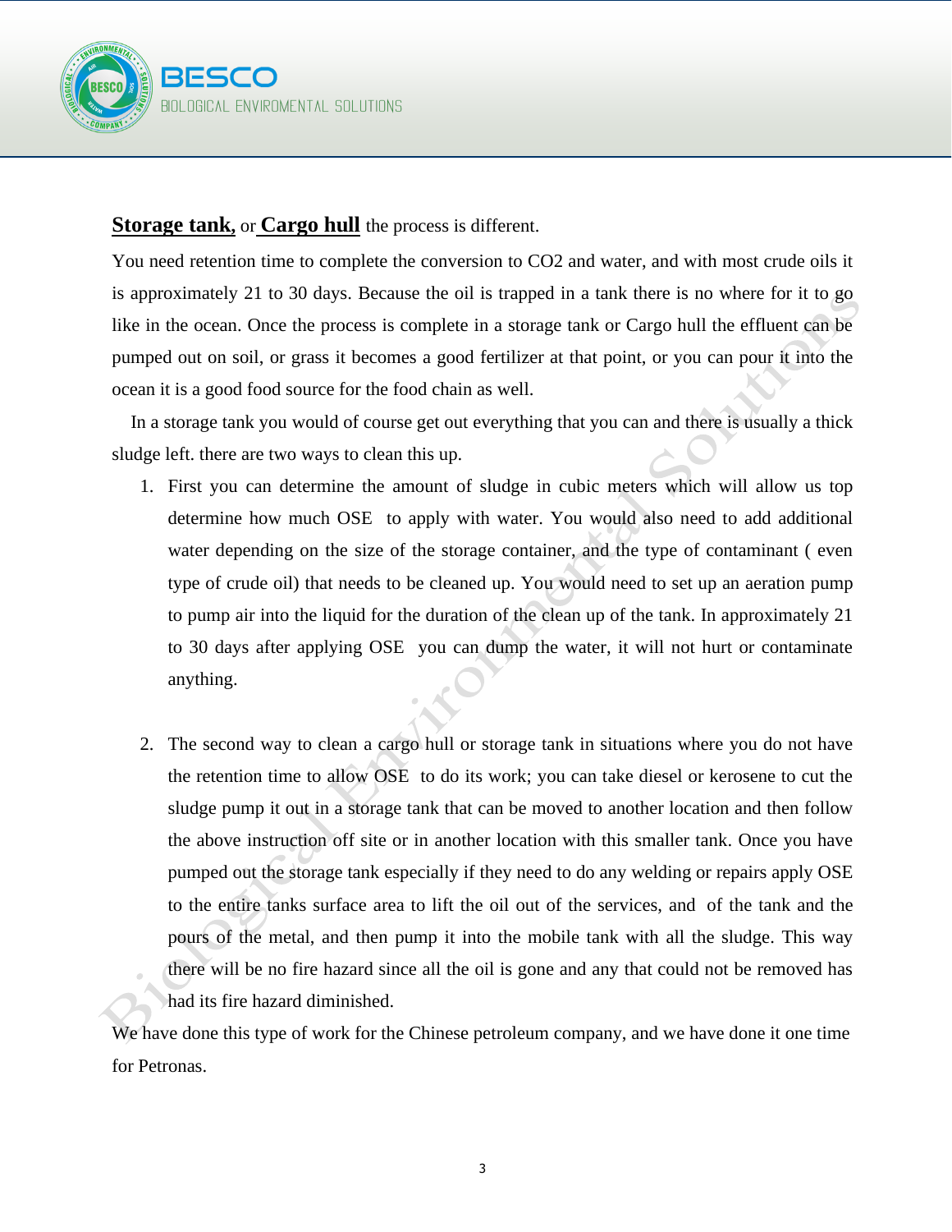**<u>Storage tank,</u>** or **<u>Cargo hull</u>** the process is different.

You need retention time to complete the conversion to $CO_2$ and water, and with most crude oils it is approximately 21 to 30 days. Because the oil is trapped in a tank there is no where for it to go like in the ocean. Once the process is complete in a storage tank or Cargo hull the effluent can be pumped out on soil, or grass it becomes a good fertilizer at that point, or you can pour it into the ocean it is a good food source for the food chain as well.

In a storage tank you would of course get out everything that you can and there is usually a thick sludge left. there are two ways to clean this up.

1. First you can determine the amount of sludge in cubic meters which will allow us top determine how much OSE to apply with water. You would also need to add additional water depending on the size of the storage container, and the type of contaminant ( even type of crude oil) that needs to be cleaned up. You would need to set up an aeration pump to pump air into the liquid for the duration of the clean up of the tank. In approximately 21 to 30 days after applying OSE you can dump the water, it will not hurt or contaminate anything.

2. The second way to clean a cargo hull or storage tank in situations where you do not have the retention time to allow OSE to do its work; you can take diesel or kerosene to cut the sludge pump it out in a storage tank that can be moved to another location and then follow the above instruction off site or in another location with this smaller tank. Once you have pumped out the storage tank especially if they need to do any welding or repairs apply OSE to the entire tanks surface area to lift the oil out of the services, and of the tank and the pours of the metal, and then pump it into the mobile tank with all the sludge. This way there will be no fire hazard since all the oil is gone and any that could not be removed has had its fire hazard diminished.

We have done this type of work for the Chinese petroleum company, and we have done it one time for Petronas.